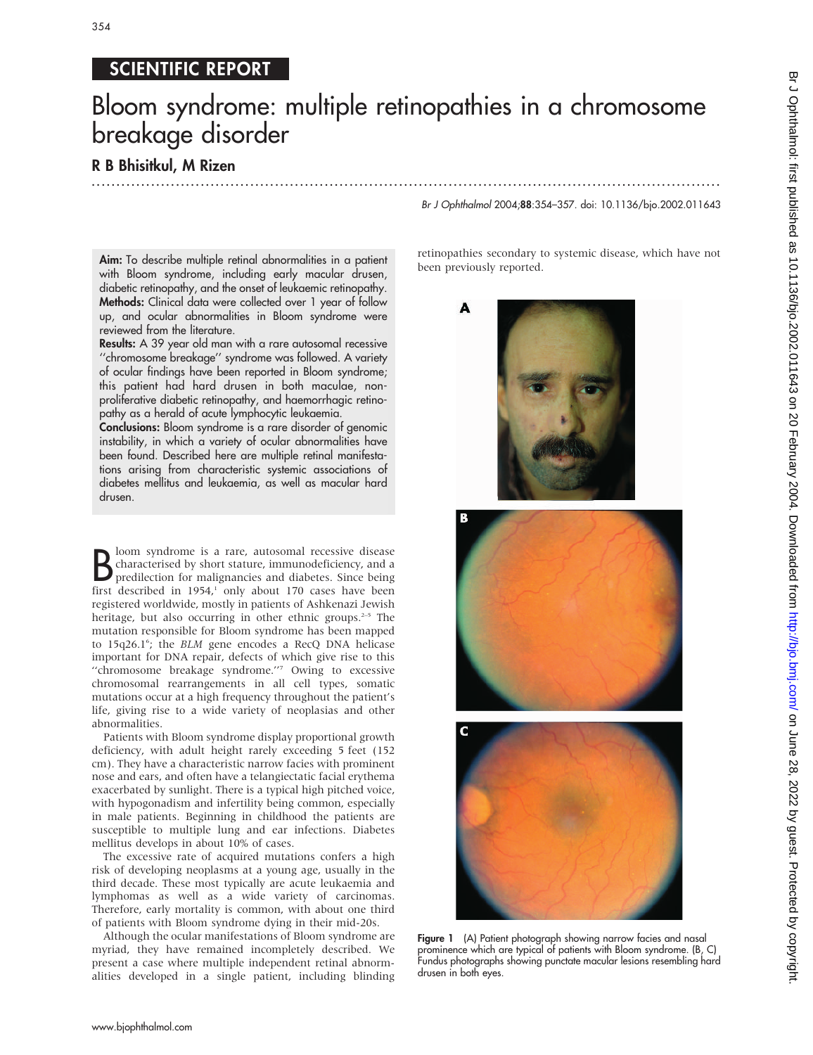SCIENTIFIC REPORT

# Bloom syndrome: multiple retinopathies in a chromosome breakage disorder

**R B Bhisitkul, M Rizen**

*Br J Ophthalmol* 2004;**88**:354–357. doi: 10.1136/bjo.2002.011643

**Aim:** To describe multiple retinal abnormalities in a patient with Bloom syndrome, including early macular drusen, diabetic retinopathy, and the onset of leukaemic retinopathy.

**Methods:** Clinical data were collected over 1 year of follow up, and ocular abnormalities in Bloom syndrome were reviewed from the literature.

**Results:** A 39 year old man with a rare autosomal recessive "chromosome breakage" syndrome was followed. A variety of ocular findings have been reported in Bloom syndrome; this patient had hard drusen in both maculae, non-proliferative diabetic retinopathy, and haemorrhagic retinopathy as a herald of acute lymphocytic leukaemia.

**Conclusions:** Bloom syndrome is a rare disorder of genomic instability, in which a variety of ocular abnormalities have been found. Described here are multiple retinal manifestations arising from characteristic systemic associations of diabetes mellitus and leukaemia, as well as macular hard drusen.

Bloom syndrome is a rare, autosomal recessive disease characterised by short stature, immunodeficiency, and a predilection for malignancies and diabetes. Since being first described in 1954,[1] only about 170 cases have been registered worldwide, mostly in patients of Ashkenazi Jewish heritage, but also occurring in other ethnic groups.[2–5] The mutation responsible for Bloom syndrome has been mapped to 15q26.1[6]; the *BLM* gene encodes a RecQ DNA helicase important for DNA repair, defects of which give rise to this "chromosome breakage syndrome."[7] Owing to excessive chromosomal rearrangements in all cell types, somatic mutations occur at a high frequency throughout the patient's life, giving rise to a wide variety of neoplasias and other abnormalities.

Patients with Bloom syndrome display proportional growth deficiency, with adult height rarely exceeding 5 feet (152 cm). They have a characteristic narrow facies with prominent nose and ears, and often have a telangiectatic facial erythema exacerbated by sunlight. There is a typical high pitched voice, with hypogonadism and infertility being common, especially in male patients. Beginning in childhood the patients are susceptible to multiple lung and ear infections. Diabetes mellitus develops in about 10% of cases.

The excessive rate of acquired mutations confers a high risk of developing neoplasms at a young age, usually in the third decade. These most typically are acute leukaemia and lymphomas as well as a wide variety of carcinomas. Therefore, early mortality is common, with about one third of patients with Bloom syndrome dying in their mid-20s.

Although the ocular manifestations of Bloom syndrome are myriad, they have remained incompletely described. We present a case where multiple independent retinal abnormalities developed in a single patient, including blinding retinopathies secondary to systemic disease, which have not been previously reported.

Figure 1 (A) Patient photograph showing narrow facies and nasal prominence which are typical of patients with Bloom syndrome. (B, C) Fundus photographs showing punctate macular lesions resembling hard drusen in both eyes.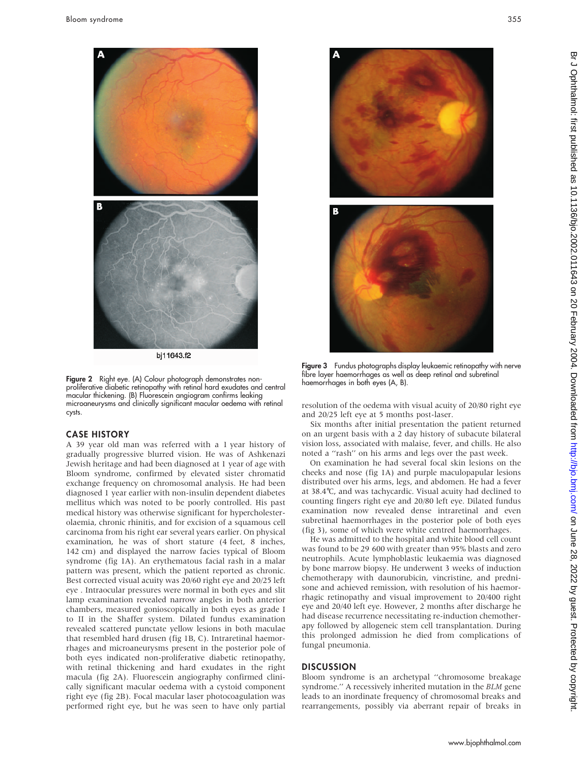Figure 2 Right eye. (A) Colour photograph demonstrates non-proliferative diabetic retinopathy with retinal hard exudates and central macular thickening. (B) Fluorescein angiogram confirms leaking microaneurysms and clinically significant macular oedema with retinal cysts.

Figure 3 Fundus photographs display leukaemic retinopathy with nerve fibre layer haemorrhages as well as deep retinal and subretinal haemorrhages in both eyes (A, B).

## CASE HISTORY

A 39 year old man was referred with a 1 year history of gradually progressive blurred vision. He was of Ashkenazi Jewish heritage and had been diagnosed at 1 year of age with Bloom syndrome, confirmed by elevated sister chromatid exchange frequency on chromosomal analysis. He had been diagnosed 1 year earlier with non-insulin dependent diabetes mellitus which was noted to be poorly controlled. His past medical history was otherwise significant for hypercholesterolaemia, chronic rhinitis, and for excision of a squamous cell carcinoma from his right ear several years earlier. On physical examination, he was of short stature (4 feet, 8 inches, 142 cm) and displayed the narrow facies typical of Bloom syndrome (fig 1A). An erythematous facial rash in a malar pattern was present, which the patient reported as chronic. Best corrected visual acuity was 20/60 right eye and 20/25 left eye . Intraocular pressures were normal in both eyes and slit lamp examination revealed narrow angles in both anterior chambers, measured gonioscopically in both eyes as grade I to II in the Shaffer system. Dilated fundus examination revealed scattered punctate yellow lesions in both maculae that resembled hard drusen (fig 1B, C). Intraretinal haemorrhages and microaneurysms present in the posterior pole of both eyes indicated non-proliferative diabetic retinopathy, with retinal thickening and hard exudates in the right macula (fig 2A). Fluorescein angiography confirmed clinically significant macular oedema with a cystoid component right eye (fig 2B). Focal macular laser photocoagulation was performed right eye, but he was seen to have only partial resolution of the oedema with visual acuity of 20/80 right eye and 20/25 left eye at 5 months post-laser.

Six months after initial presentation the patient returned on an urgent basis with a 2 day history of subacute bilateral vision loss, associated with malaise, fever, and chills. He also noted a "rash" on his arms and legs over the past week.

On examination he had several focal skin lesions on the cheeks and nose (fig 1A) and purple maculopapular lesions distributed over his arms, legs, and abdomen. He had a fever at 38.4°C, and was tachycardic. Visual acuity had declined to counting fingers right eye and 20/80 left eye. Dilated fundus examination now revealed dense intraretinal and even subretinal haemorrhages in the posterior pole of both eyes (fig 3), some of which were white centred haemorrhages.

He was admitted to the hospital and white blood cell count was found to be 29 600 with greater than 95% blasts and zero neutrophils. Acute lymphoblastic leukaemia was diagnosed by bone marrow biopsy. He underwent 3 weeks of induction chemotherapy with daunorubicin, vincristine, and prednisone and achieved remission, with resolution of his haemorrhagic retinopathy and visual improvement to 20/400 right eye and 20/40 left eye. However, 2 months after discharge he had disease recurrence necessitating re-induction chemotherapy followed by allogeneic stem cell transplantation. During this prolonged admission he died from complications of fungal pneumonia.

## DISCUSSION

Bloom syndrome is an archetypal "chromosome breakage syndrome." A recessively inherited mutation in the *BLM* gene leads to an inordinate frequency of chromosomal breaks and rearrangements, possibly via aberrant repair of breaks in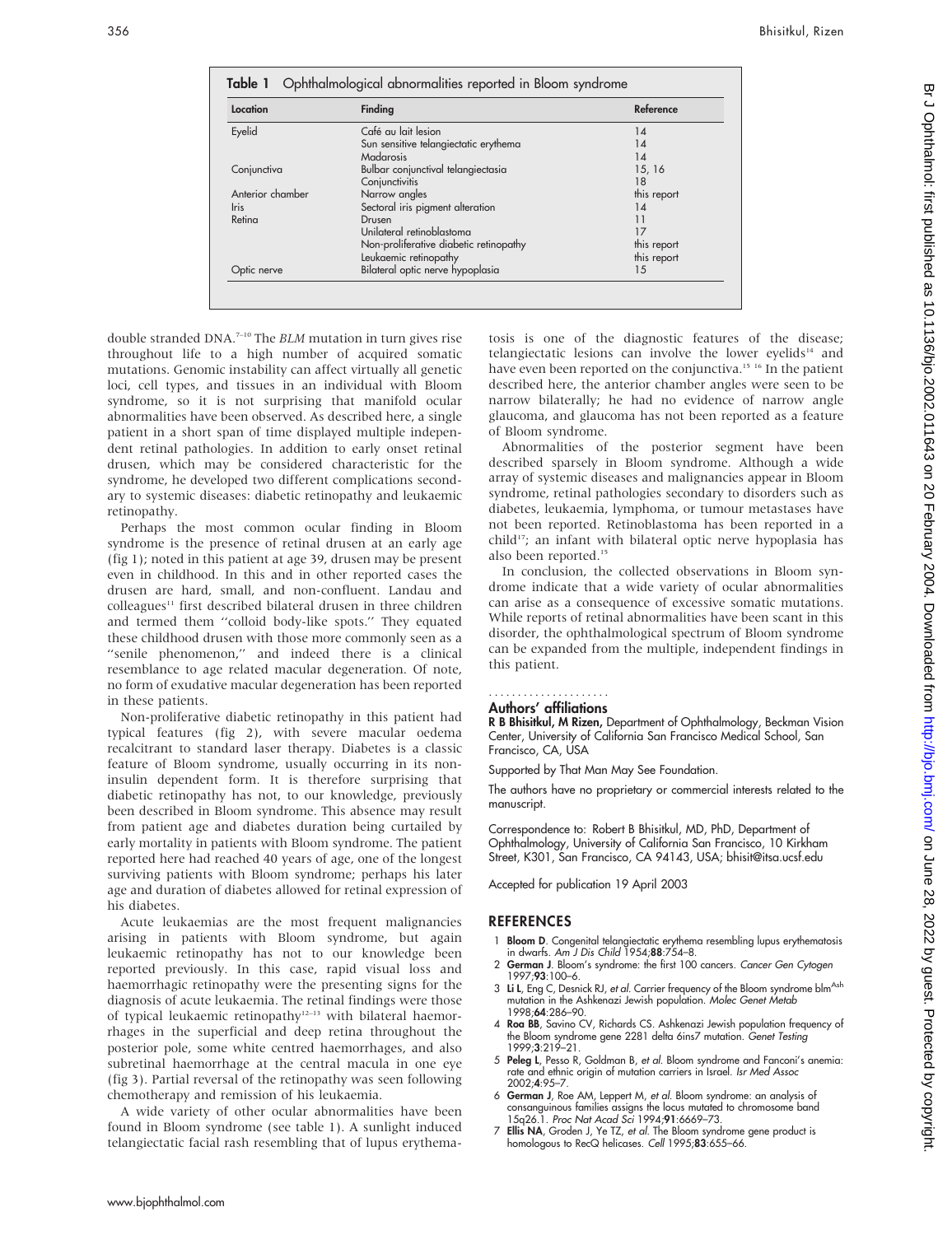**Table 1** Ophthalmological abnormalities reported in Bloom syndrome

| Location | Finding | Reference |
|---|---|---|
| Eyelid | Café au lait lesion | 14 |
| | Sun sensitive telangiectatic erythema | 14 |
| | Madarosis | 14 |
| Conjunctiva | Bulbar conjunctival telangiectasia | 15, 16 |
| | Conjunctivitis | 18 |
| Anterior chamber | Narrow angles | this report |
| Iris | Sectoral iris pigment alteration | 14 |
| Retina | Drusen | 11 |
| | Unilateral retinoblastoma | 17 |
| | Non-proliferative diabetic retinopathy | this report |
| | Leukaemic retinopathy | this report |
| Optic nerve | Bilateral optic nerve hypoplasia | 15 |

double stranded DNA.[7–10] The *BLM* mutation in turn gives rise throughout life to a high number of acquired somatic mutations. Genomic instability can affect virtually all genetic loci, cell types, and tissues in an individual with Bloom syndrome, so it is not surprising that manifold ocular abnormalities have been observed. As described here, a single patient in a short span of time displayed multiple independent retinal pathologies. In addition to early onset retinal drusen, which may be considered characteristic for the syndrome, he developed two different complications secondary to systemic diseases: diabetic retinopathy and leukaemic retinopathy.

Perhaps the most common ocular finding in Bloom syndrome is the presence of retinal drusen at an early age (fig 1); noted in this patient at age 39, drusen may be present even in childhood. In this and in other reported cases the drusen are hard, small, and non-confluent. Landau and colleagues[11] first described bilateral drusen in three children and termed them "colloid body-like spots." They equated these childhood drusen with those more commonly seen as a "senile phenomenon," and indeed there is a clinical resemblance to age related macular degeneration. Of note, no form of exudative macular degeneration has been reported in these patients.

Non-proliferative diabetic retinopathy in this patient had typical features (fig 2), with severe macular oedema recalcitrant to standard laser therapy. Diabetes is a classic feature of Bloom syndrome, usually occurring in its non-insulin dependent form. It is therefore surprising that diabetic retinopathy has not, to our knowledge, previously been described in Bloom syndrome. This absence may result from patient age and diabetes duration being curtailed by early mortality in patients with Bloom syndrome. The patient reported here had reached 40 years of age, one of the longest surviving patients with Bloom syndrome; perhaps his later age and duration of diabetes allowed for retinal expression of his diabetes.

Acute leukaemias are the most frequent malignancies arising in patients with Bloom syndrome, but again leukaemic retinopathy has not to our knowledge been reported previously. In this case, rapid visual loss and haemorrhagic retinopathy were the presenting signs for the diagnosis of acute leukaemia. The retinal findings were those of typical leukaemic retinopathy[12–13] with bilateral haemorrhages in the superficial and deep retina throughout the posterior pole, some white centred haemorrhages, and also subretinal haemorrhage at the central macula in one eye (fig 3). Partial reversal of the retinopathy was seen following chemotherapy and remission of his leukaemia.

A wide variety of other ocular abnormalities have been found in Bloom syndrome (see table 1). A sunlight induced telangiectatic facial rash resembling that of lupus erythematosis is one of the diagnostic features of the disease; telangiectatic lesions can involve the lower eyelids[14] and have even been reported on the conjunctiva.[15 16] In the patient described here, the anterior chamber angles were seen to be narrow bilaterally; he had no evidence of narrow angle glaucoma, and glaucoma has not been reported as a feature of Bloom syndrome.

Abnormalities of the posterior segment have been described sparsely in Bloom syndrome. Although a wide array of systemic diseases and malignancies appear in Bloom syndrome, retinal pathologies secondary to disorders such as diabetes, leukaemia, lymphoma, or tumour metastases have not been reported. Retinoblastoma has been reported in a child[17]; an infant with bilateral optic nerve hypoplasia has also been reported.[15]

In conclusion, the collected observations in Bloom syndrome indicate that a wide variety of ocular abnormalities can arise as a consequence of excessive somatic mutations. While reports of retinal abnormalities have been scant in this disorder, the ophthalmological spectrum of Bloom syndrome can be expanded from the multiple, independent findings in this patient.

## Authors' affiliations

**R B Bhisitkul, M Rizen,** Department of Ophthalmology, Beckman Vision Center, University of California San Francisco Medical School, San Francisco, CA, USA

Supported by That Man May See Foundation.

The authors have no proprietary or commercial interests related to the manuscript.

Correspondence to: Robert B Bhisitkul, MD, PhD, Department of Ophthalmology, University of California San Francisco, 10 Kirkham Street, K301, San Francisco, CA 94143, USA; bhisit@itsa.ucsf.edu

Accepted for publication 19 April 2003

## REFERENCES

1. **Bloom D**. Congenital telangiectatic erythema resembling lupus erythematosis in dwarfs. *Am J Dis Child* 1954;**88**:754–8.
2. **German J**. Bloom's syndrome: the first 100 cancers. *Cancer Gen Cytogen* 1997;**93**:100–6.
3. **Li L**, Eng C, Desnick RJ, *et al*. Carrier frequency of the Bloom syndrome blm[Ash] mutation in the Ashkenazi Jewish population. *Molec Genet Metab* 1998;**64**:286–90.
4. **Roa BB**, Savino CV, Richards CS. Ashkenazi Jewish population frequency of the Bloom syndrome gene 2281 delta 6ins7 mutation. *Genet Testing* 1999;**3**:219–21.
5. **Peleg L**, Pesso R, Goldman B, *et al*. Bloom syndrome and Fanconi's anemia: rate and ethnic origin of mutation carriers in Israel. *Isr Med Assoc* 2002;**4**:95–7.
6. **German J**, Roe AM, Leppert M, *et al*. Bloom syndrome: an analysis of consanguinous families assigns the locus mutated to chromosome band 15q26.1. *Proc Nat Acad Sci* 1994;**91**:6669–73.
7. **Ellis NA**, Groden J, Ye TZ, *et al*. The Bloom syndrome gene product is homologous to RecQ helicases. *Cell* 1995;**83**:655–66.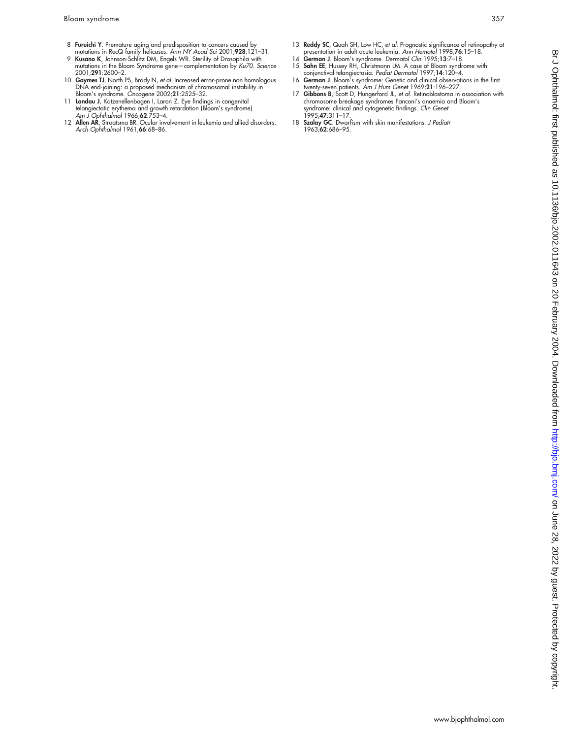8 **Furuichi Y**. Premature aging and predisposition to cancers caused by mutations in RecQ family helicases. *Ann NY Acad Sci* 2001;**928**:121–31.

9 **Kusano K**, Johnson-Schlitz DM, Engels WR. Sterility of Drosophila with mutations in the Bloom Syndrome gene—complementation by *Ku70*. *Science* 2001;**291**:2600–2.

10 **Gaymes TJ**, North PS, Brady N, *et al*. Increased error-prone non homologous DNA end-joining: a proposed mechanism of chromosomal instability in Bloom's syndrome. *Oncogene* 2002;**21**:2525–32.

11 **Landau J**, Katzenellenbogen I, Laron Z. Eye findings in congenital telangiectatic erythema and growth retardation (Bloom's syndrome). *Am J Ophthalmol* 1966;**62**:753–4.

12 **Allen AR**, Straatsma BR. Ocular involvement in leukemia and allied disorders. *Arch Ophthalmol* 1961;**66**:68–86.

13 **Reddy SC**, Quah SH, Low HC, *et al*. Prognostic significance of retinopathy at presentation in adult acute leukemia. *Ann Hematol* 1998;**76**:15–18.

14 **German J**. Bloom's syndrome. *Dermatol Clin* 1995;**13**:7–18.

15 **Sahn EE**, Hussey RH, Christmann LM. A case of Bloom syndrome with conjunctival telangiectasia. *Pediat Dermatol* 1997;**14**:120–4.

16 **German J**. Bloom's syndrome: Genetic and clinical observations in the first twenty-seven patients. *Am J Hum Genet* 1969;**21**:196–227.

17 **Gibbons B**, Scott D, Hungerford JL, *et al*. Retinoblastoma in association with chromosome breakage syndromes Fanconi's anaemia and Bloom's syndrome: clinical and cytogenetic findings. *Clin Genet* 1995;**47**:311–17.

18 **Szalay GC**. Dwarfism with skin manifestations. *J Pediatr* 1963;**62**:686–95.